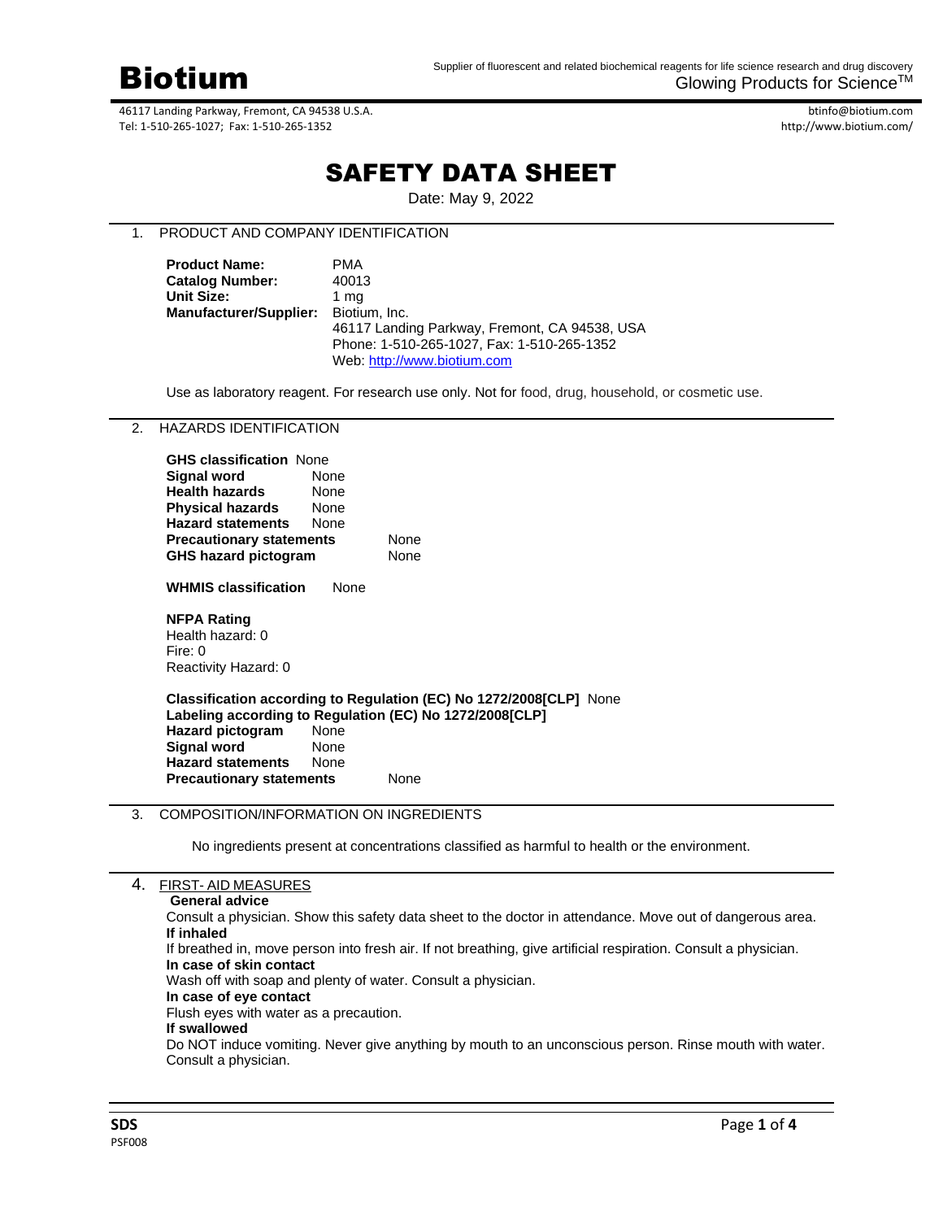# Biotium

Supplier of fluorescent and related biochemical reagents for life science research and drug discovery
Glowing Products for Science™

46117 Landing Parkway, Fremont, CA 94538 U.S.A.
Tel: 1-510-265-1027; Fax: 1-510-265-1352

btinfo@biotium.com
http://www.biotium.com/

# SAFETY DATA SHEET

Date: May 9, 2022

## 1. PRODUCT AND COMPANY IDENTIFICATION

**Product Name:** PMA
**Catalog Number:** 40013
**Unit Size:** 1 mg
**Manufacturer/Supplier:** Biotium, Inc.
46117 Landing Parkway, Fremont, CA 94538, USA
Phone: 1-510-265-1027, Fax: 1-510-265-1352
Web: http://www.biotium.com

Use as laboratory reagent. For research use only. Not for food, drug, household, or cosmetic use.

## 2. HAZARDS IDENTIFICATION

**GHS classification** None
**Signal word** None
**Health hazards** None
**Physical hazards** None
**Hazard statements** None
**Precautionary statements** None
**GHS hazard pictogram** None

**WHMIS classification** None

**NFPA Rating**
Health hazard: 0
Fire: 0
Reactivity Hazard: 0

**Classification according to Regulation (EC) No 1272/2008[CLP]** None
**Labeling according to Regulation (EC) No 1272/2008[CLP]**
**Hazard pictogram** None
**Signal word** None
**Hazard statements** None
**Precautionary statements** None

## 3. COMPOSITION/INFORMATION ON INGREDIENTS

No ingredients present at concentrations classified as harmful to health or the environment.

## 4. FIRST- AID MEASURES

**General advice**
Consult a physician. Show this safety data sheet to the doctor in attendance. Move out of dangerous area.
**If inhaled**
If breathed in, move person into fresh air. If not breathing, give artificial respiration. Consult a physician.
**In case of skin contact**
Wash off with soap and plenty of water. Consult a physician.
**In case of eye contact**
Flush eyes with water as a precaution.
**If swallowed**
Do NOT induce vomiting. Never give anything by mouth to an unconscious person. Rinse mouth with water. Consult a physician.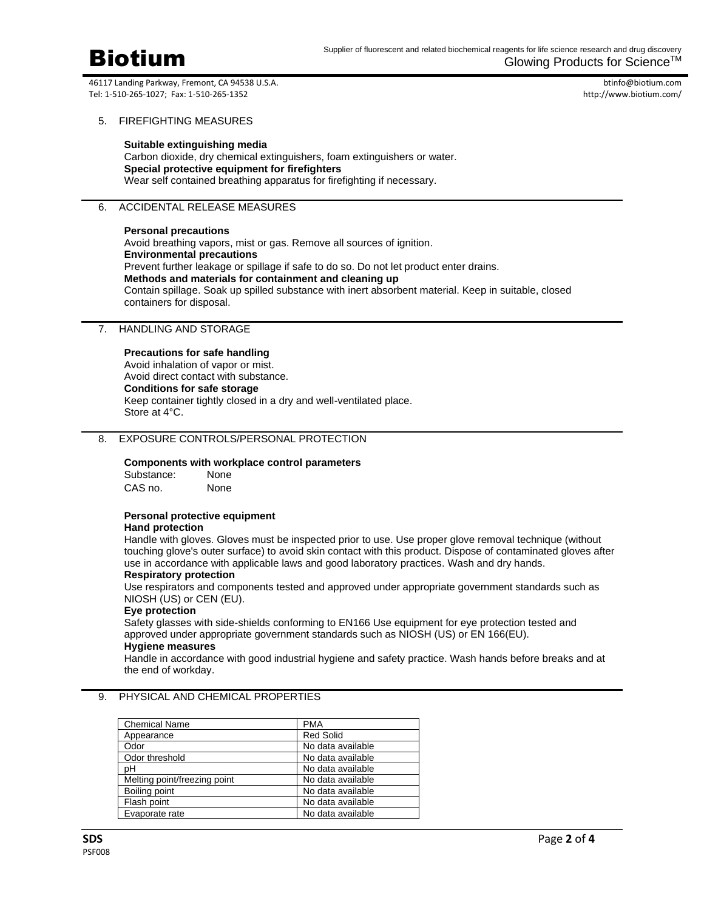## 5. FIREFIGHTING MEASURES

**Suitable extinguishing media**
Carbon dioxide, dry chemical extinguishers, foam extinguishers or water.
**Special protective equipment for firefighters**
Wear self contained breathing apparatus for firefighting if necessary.

## 6. ACCIDENTAL RELEASE MEASURES

**Personal precautions**
Avoid breathing vapors, mist or gas. Remove all sources of ignition.
**Environmental precautions**
Prevent further leakage or spillage if safe to do so. Do not let product enter drains.
**Methods and materials for containment and cleaning up**
Contain spillage. Soak up spilled substance with inert absorbent material. Keep in suitable, closed containers for disposal.

## 7. HANDLING AND STORAGE

**Precautions for safe handling**
Avoid inhalation of vapor or mist.
Avoid direct contact with substance.
**Conditions for safe storage**
Keep container tightly closed in a dry and well-ventilated place.
Store at 4°C.

## 8. EXPOSURE CONTROLS/PERSONAL PROTECTION

**Components with workplace control parameters**

Substance: None
CAS no. None

**Personal protective equipment**
**Hand protection**
Handle with gloves. Gloves must be inspected prior to use. Use proper glove removal technique (without touching glove's outer surface) to avoid skin contact with this product. Dispose of contaminated gloves after use in accordance with applicable laws and good laboratory practices. Wash and dry hands.
**Respiratory protection**
Use respirators and components tested and approved under appropriate government standards such as NIOSH (US) or CEN (EU).
**Eye protection**
Safety glasses with side-shields conforming to EN166 Use equipment for eye protection tested and approved under appropriate government standards such as NIOSH (US) or EN 166(EU).
**Hygiene measures**
Handle in accordance with good industrial hygiene and safety practice. Wash hands before breaks and at the end of workday.

## 9. PHYSICAL AND CHEMICAL PROPERTIES

| Chemical Name | PMA |
|---|---|
| Appearance | Red Solid |
| Odor | No data available |
| Odor threshold | No data available |
| pH | No data available |
| Melting point/freezing point | No data available |
| Boiling point | No data available |
| Flash point | No data available |
| Evaporate rate | No data available |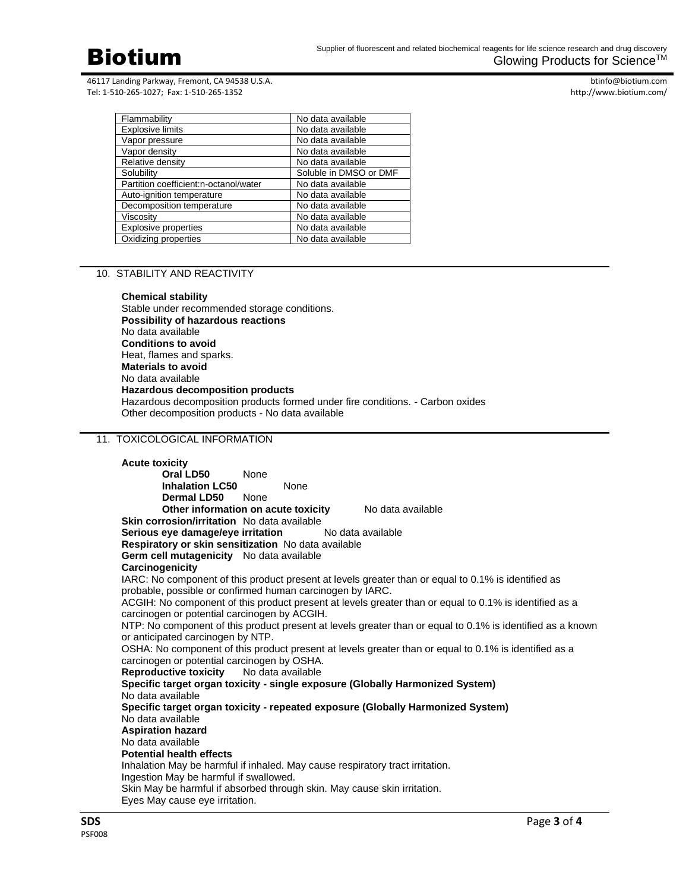| Flammability | No data available |
|---|---|
| Explosive limits | No data available |
| Vapor pressure | No data available |
| Vapor density | No data available |
| Relative density | No data available |
| Solubility | Soluble in DMSO or DMF |
| Partition coefficient:n-octanol/water | No data available |
| Auto-ignition temperature | No data available |
| Decomposition temperature | No data available |
| Viscosity | No data available |
| Explosive properties | No data available |
| Oxidizing properties | No data available |

## 10. STABILITY AND REACTIVITY

**Chemical stability**
Stable under recommended storage conditions.
**Possibility of hazardous reactions**
No data available
**Conditions to avoid**
Heat, flames and sparks.
**Materials to avoid**
No data available
**Hazardous decomposition products**
Hazardous decomposition products formed under fire conditions. - Carbon oxides
Other decomposition products - No data available

## 11. TOXICOLOGICAL INFORMATION

**Acute toxicity**

**Oral LD50** None
**Inhalation LC50** None
**Dermal LD50** None
**Other information on acute toxicity** No data available

**Skin corrosion/irritation** No data available
**Serious eye damage/eye irritation** No data available
**Respiratory or skin sensitization** No data available
**Germ cell mutagenicity** No data available
**Carcinogenicity**
IARC: No component of this product present at levels greater than or equal to 0.1% is identified as probable, possible or confirmed human carcinogen by IARC.
ACGIH: No component of this product present at levels greater than or equal to 0.1% is identified as a carcinogen or potential carcinogen by ACGIH.
NTP: No component of this product present at levels greater than or equal to 0.1% is identified as a known or anticipated carcinogen by NTP.
OSHA: No component of this product present at levels greater than or equal to 0.1% is identified as a carcinogen or potential carcinogen by OSHA.
**Reproductive toxicity** No data available
**Specific target organ toxicity - single exposure (Globally Harmonized System)**
No data available
**Specific target organ toxicity - repeated exposure (Globally Harmonized System)**
No data available
**Aspiration hazard**
No data available
**Potential health effects**
Inhalation May be harmful if inhaled. May cause respiratory tract irritation.
Ingestion May be harmful if swallowed.
Skin May be harmful if absorbed through skin. May cause skin irritation.
Eyes May cause eye irritation.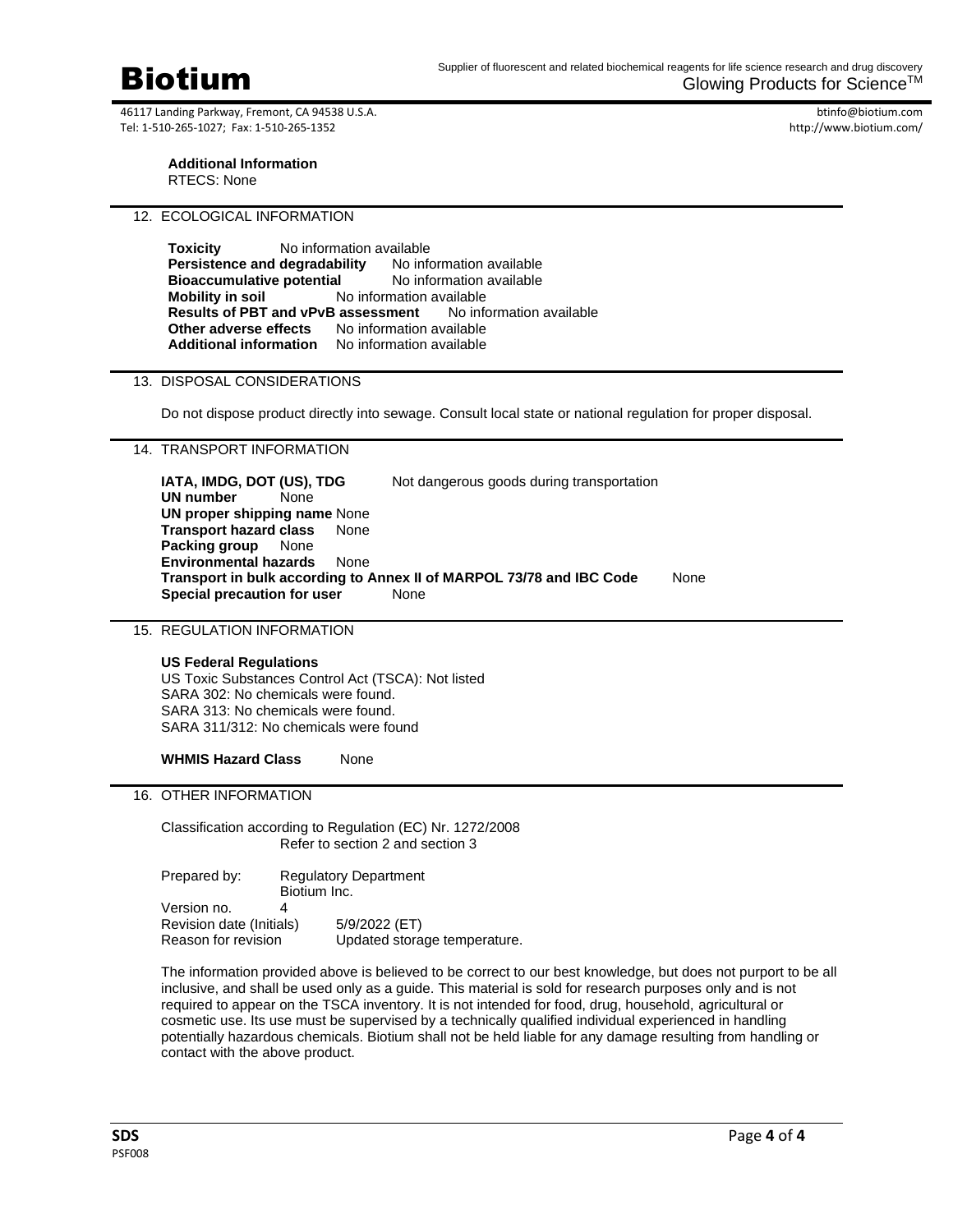**Additional Information**
RTECS: None

## 12. ECOLOGICAL INFORMATION

**Toxicity** No information available
**Persistence and degradability** No information available
**Bioaccumulative potential** No information available
**Mobility in soil** No information available
**Results of PBT and vPvB assessment** No information available
**Other adverse effects** No information available
**Additional information** No information available

## 13. DISPOSAL CONSIDERATIONS

Do not dispose product directly into sewage. Consult local state or national regulation for proper disposal.

## 14. TRANSPORT INFORMATION

**IATA, IMDG, DOT (US), TDG** Not dangerous goods during transportation
**UN number** None
**UN proper shipping name** None
**Transport hazard class** None
**Packing group** None
**Environmental hazards** None
**Transport in bulk according to Annex II of MARPOL 73/78 and IBC Code** None
**Special precaution for user** None

## 15. REGULATION INFORMATION

**US Federal Regulations**
US Toxic Substances Control Act (TSCA): Not listed
SARA 302: No chemicals were found.
SARA 313: No chemicals were found.
SARA 311/312: No chemicals were found

**WHMIS Hazard Class** None

## 16. OTHER INFORMATION

Classification according to Regulation (EC) Nr. 1272/2008
Refer to section 2 and section 3

Prepared by: Regulatory Department
Biotium Inc.
Version no. 4
Revision date (Initials) 5/9/2022 (ET)
Reason for revision Updated storage temperature.

The information provided above is believed to be correct to our best knowledge, but does not purport to be all inclusive, and shall be used only as a guide. This material is sold for research purposes only and is not required to appear on the TSCA inventory. It is not intended for food, drug, household, agricultural or cosmetic use. Its use must be supervised by a technically qualified individual experienced in handling potentially hazardous chemicals. Biotium shall not be held liable for any damage resulting from handling or contact with the above product.